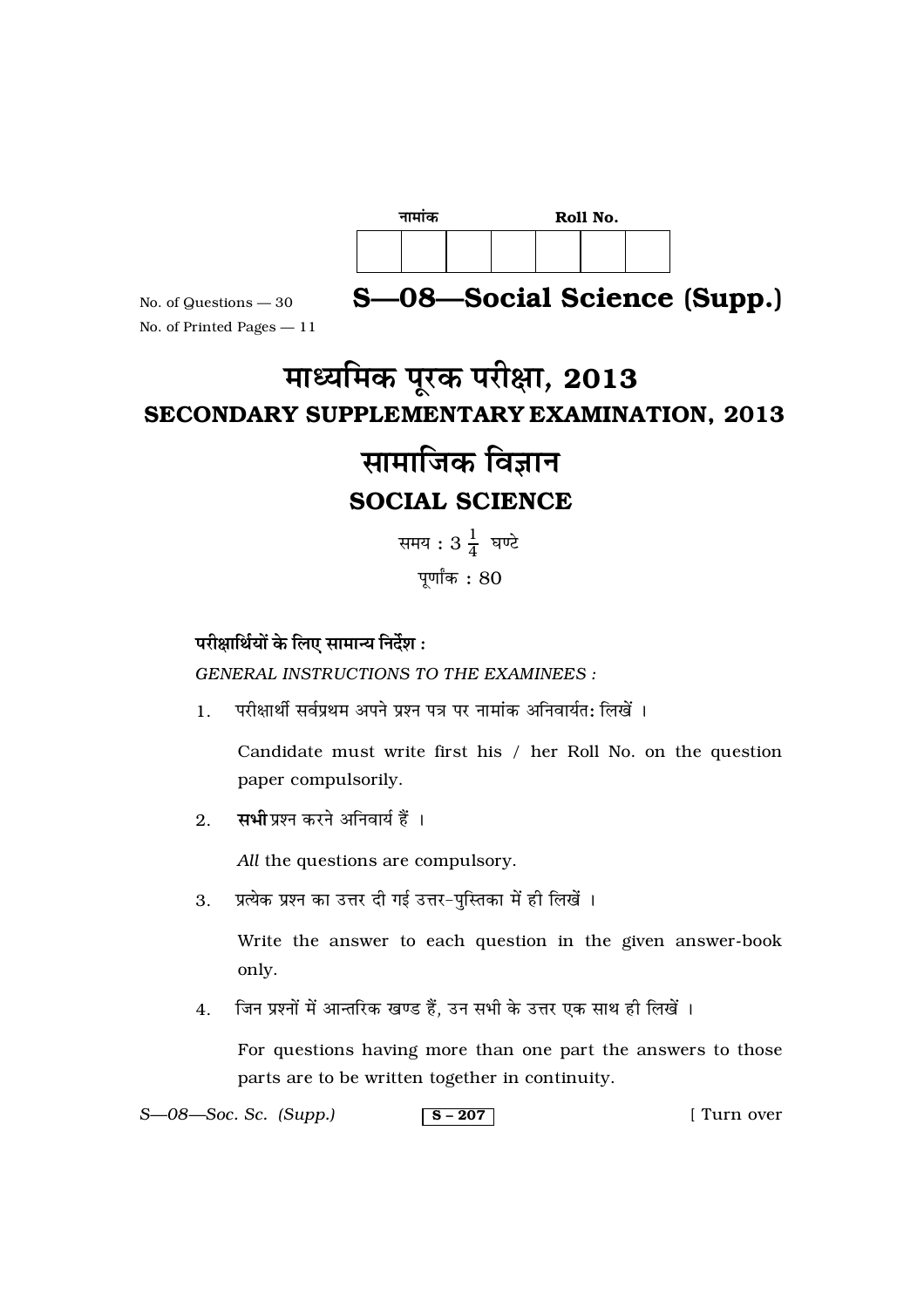नामांक Roll No.

| | | | | | | |
|---|---|---|---|---|---|---|
| | | | | | | |

No. of Questions — 30

No. of Printed Pages — 11

# S—08—Social Science (Supp.)

# माध्यमिक पूरक परीक्षा, 2013
## SECONDARY SUPPLEMENTARY EXAMINATION, 2013

# सामाजिक विज्ञान
## SOCIAL SCIENCE

समय : $3\frac{1}{4}$ घण्टे

पूर्णांक : 80

**परीक्षार्थियों के लिए सामान्य निर्देश :**

*GENERAL INSTRUCTIONS TO THE EXAMINEES :*

1. परीक्षार्थी सर्वप्रथम अपने प्रश्न पत्र पर नामांक अनिवार्यतः लिखें ।

   Candidate must write first his / her Roll No. on the question paper compulsorily.

2. **सभी** प्रश्न करने अनिवार्य हैं ।

   *All* the questions are compulsory.

3. प्रत्येक प्रश्न का उत्तर दी गई उत्तर-पुस्तिका में ही लिखें ।

   Write the answer to each question in the given answer-book only.

4. जिन प्रश्नों में आन्तरिक खण्ड हैं, उन सभी के उत्तर एक साथ ही लिखें ।

   For questions having more than one part the answers to those parts are to be written together in continuity.

S—08—Soc. Sc. (Supp.) S – 207 [ Turn over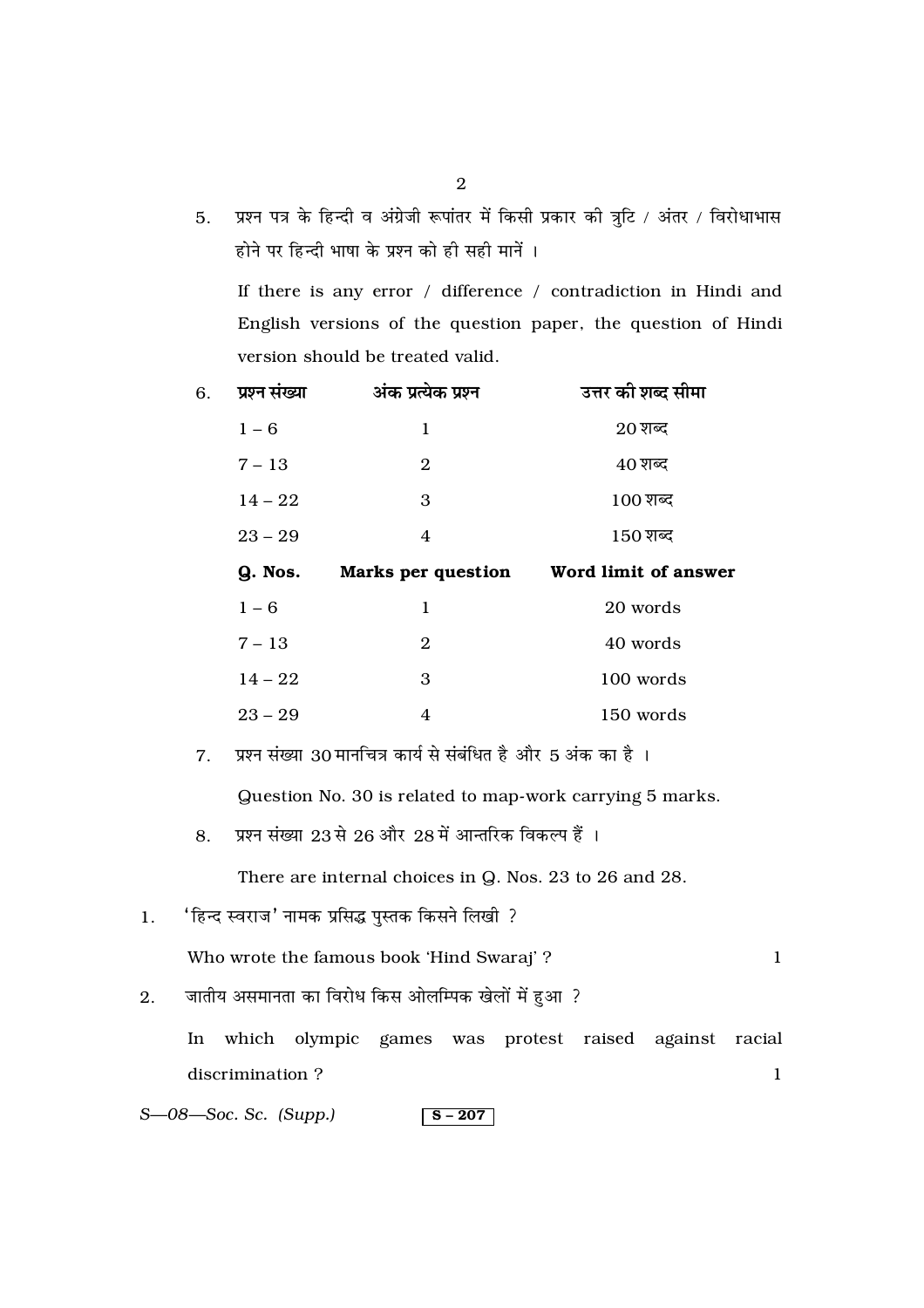5. प्रश्न पत्र के हिन्दी व अंग्रेजी रूपांतर में किसी प्रकार की त्रुटि / अंतर / विरोधाभास होने पर हिन्दी भाषा के प्रश्न को ही सही मानें ।

   If there is any error / difference / contradiction in Hindi and English versions of the question paper, the question of Hindi version should be treated valid.

6. 

| प्रश्न संख्या | अंक प्रत्येक प्रश्न | उत्तर की शब्द सीमा |
|---|---|---|
| 1 – 6 | 1 | 20 शब्द |
| 7 – 13 | 2 | 40 शब्द |
| 14 – 22 | 3 | 100 शब्द |
| 23 – 29 | 4 | 150 शब्द |

| **Q. Nos.** | **Marks per question** | **Word limit of answer** |
|---|---|---|
| 1 – 6 | 1 | 20 words |
| 7 – 13 | 2 | 40 words |
| 14 – 22 | 3 | 100 words |
| 23 – 29 | 4 | 150 words |

7. प्रश्न संख्या 30 मानचित्र कार्य से संबंधित है और 5 अंक का है ।

   Question No. 30 is related to map-work carrying 5 marks.

8. प्रश्न संख्या 23 से 26 और 28 में आन्तरिक विकल्प हैं ।

   There are internal choices in Q. Nos. 23 to 26 and 28.

1. 'हिन्द स्वराज' नामक प्रसिद्ध पुस्तक किसने लिखी ?

   Who wrote the famous book 'Hind Swaraj' ? 1

2. जातीय असमानता का विरोध किस ओलम्पिक खेलों में हुआ ?

   In which olympic games was protest raised against racial discrimination ? 1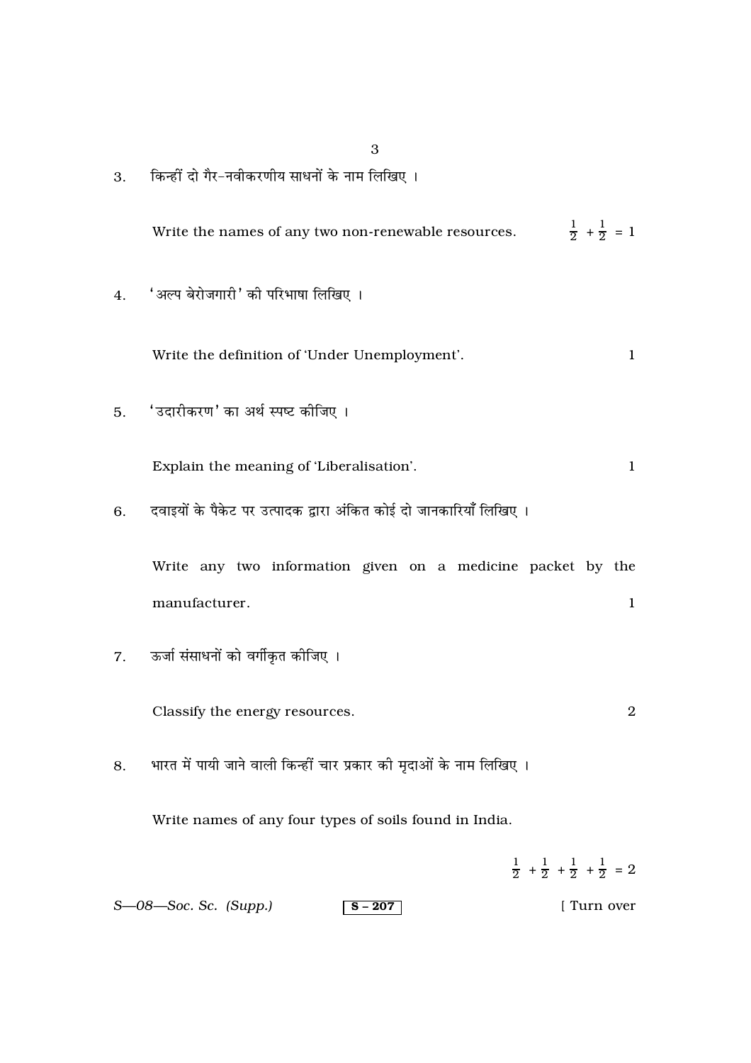3. किन्हीं दो गैर-नवीकरणीय साधनों के नाम लिखिए ।

   Write the names of any two non-renewable resources. $\frac{1}{2} + \frac{1}{2} = 1$

4. 'अल्प बेरोजगारी' की परिभाषा लिखिए ।

   Write the definition of 'Under Unemployment'. 1

5. 'उदारीकरण' का अर्थ स्पष्ट कीजिए ।

   Explain the meaning of 'Liberalisation'. 1

6. दवाइयों के पैकेट पर उत्पादक द्वारा अंकित कोई दो जानकारियाँ लिखिए ।

   Write any two information given on a medicine packet by the manufacturer. 1

7. ऊर्जा संसाधनों को वर्गीकृत कीजिए ।

   Classify the energy resources. 2

8. भारत में पायी जाने वाली किन्हीं चार प्रकार की मृदाओं के नाम लिखिए ।

   Write names of any four types of soils found in India.

   $\frac{1}{2} + \frac{1}{2} + \frac{1}{2} + \frac{1}{2} = 2$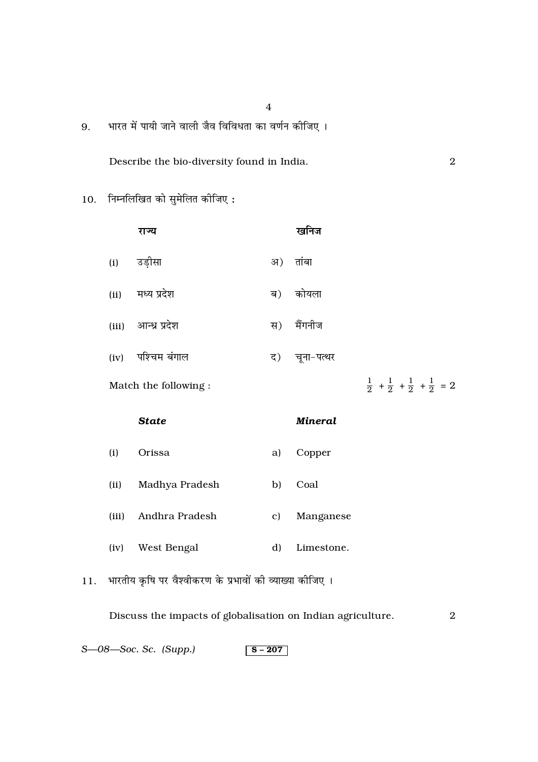9. भारत में पायी जाने वाली जैव विविधता का वर्णन कीजिए ।

Describe the bio-diversity found in India. 2

10. निम्नलिखित को सुमेलित कीजिए :

| | राज्य | | खनिज |
|---|---|---|---|
| (i) | उड़ीसा | अ) | तांबा |
| (ii) | मध्य प्रदेश | ब) | कोयला |
| (iii) | आन्ध्र प्रदेश | स) | मैंगनीज |
| (iv) | पश्चिम बंगाल | द) | चूना-पत्थर |

Match the following : $\frac{1}{2} + \frac{1}{2} + \frac{1}{2} + \frac{1}{2} = 2$

| | ***State*** | | ***Mineral*** |
|---|---|---|---|
| (i) | Orissa | a) | Copper |
| (ii) | Madhya Pradesh | b) | Coal |
| (iii) | Andhra Pradesh | c) | Manganese |
| (iv) | West Bengal | d) | Limestone. |

11. भारतीय कृषि पर वैश्वीकरण के प्रभावों की व्याख्या कीजिए ।

Discuss the impacts of globalisation on Indian agriculture. 2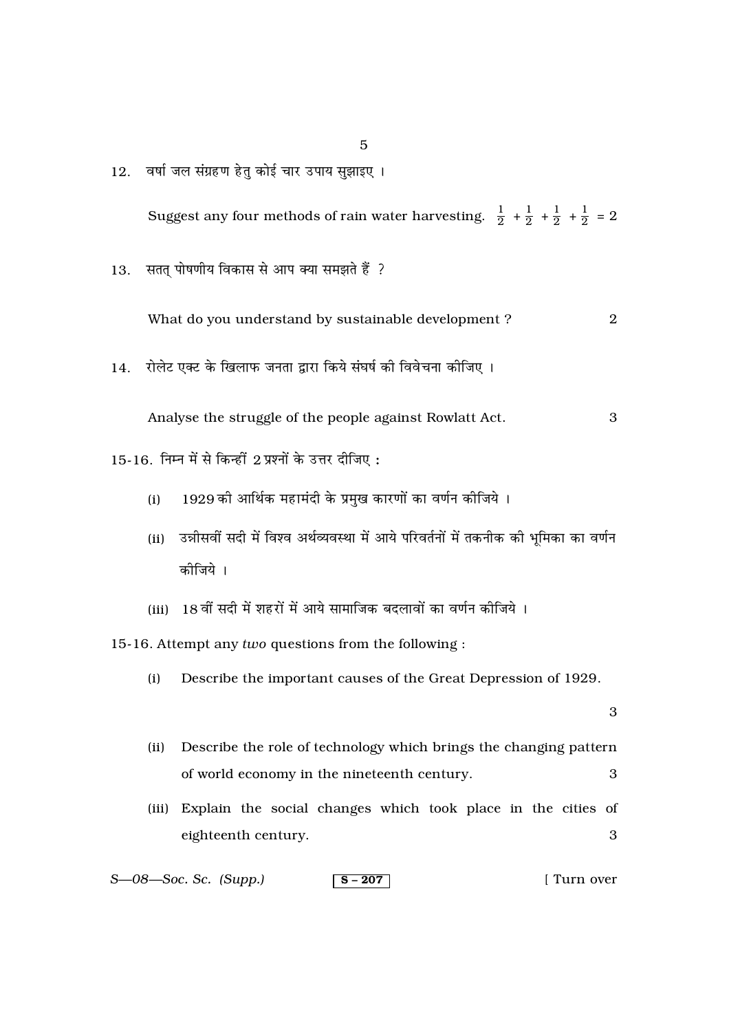12. वर्षा जल संग्रहण हेतु कोई चार उपाय सुझाइए ।

Suggest any four methods of rain water harvesting. $\frac{1}{2} + \frac{1}{2} + \frac{1}{2} + \frac{1}{2} = 2$

13. सतत् पोषणीय विकास से आप क्या समझते हैं ?

What do you understand by sustainable development ? 2

14. रोलेट एक्ट के खिलाफ जनता द्वारा किये संघर्ष की विवेचना कीजिए ।

Analyse the struggle of the people against Rowlatt Act. 3

15-16. निम्न में से किन्हीं 2 प्रश्नों के उत्तर दीजिए :

(i) 1929 की आर्थिक महामंदी के प्रमुख कारणों का वर्णन कीजिये ।

(ii) उन्नीसवीं सदी में विश्व अर्थव्यवस्था में आये परिवर्तनों में तकनीक की भूमिका का वर्णन कीजिये ।

(iii) 18 वीं सदी में शहरों में आये सामाजिक बदलावों का वर्णन कीजिये ।

15-16. Attempt any *two* questions from the following :

(i) Describe the important causes of the Great Depression of 1929. 3

(ii) Describe the role of technology which brings the changing pattern of world economy in the nineteenth century. 3

(iii) Explain the social changes which took place in the cities of eighteenth century. 3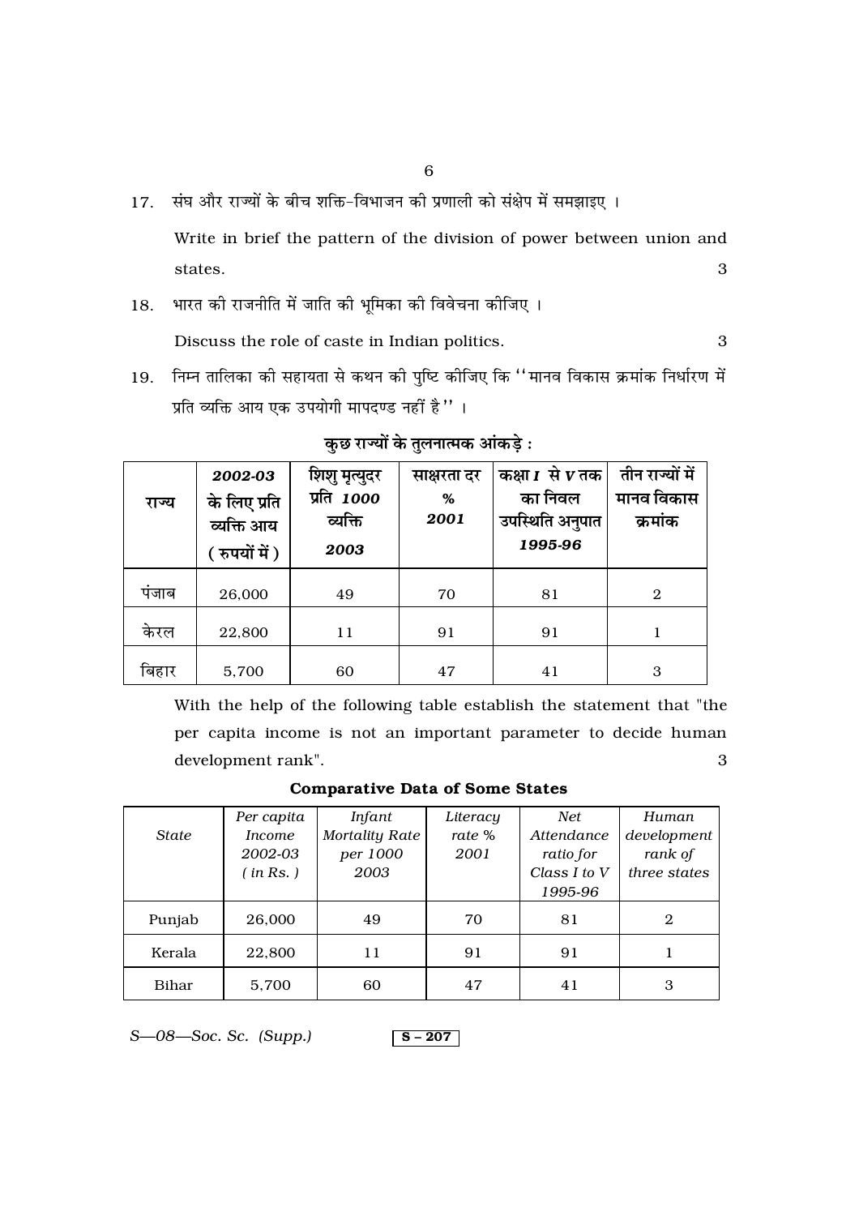17. संघ और राज्यों के बीच शक्ति-विभाजन की प्रणाली को संक्षेप में समझाइए ।

Write in brief the pattern of the division of power between union and states. 3

18. भारत की राजनीति में जाति की भूमिका की विवेचना कीजिए ।

Discuss the role of caste in Indian politics. 3

19. निम्न तालिका की सहायता से कथन की पुष्टि कीजिए कि ''मानव विकास क्रमांक निर्धारण में प्रति व्यक्ति आय एक उपयोगी मापदण्ड नहीं है'' ।

**कुछ राज्यों के तुलनात्मक आंकड़े :**

| राज्य | *2002-03* के लिए प्रति व्यक्ति आय (रुपयों में) | शिशु मृत्युदर प्रति *1000* व्यक्ति *2003* | साक्षरता दर % *2001* | कक्षा *I* से *V* तक का निवल उपस्थिति अनुपात *1995-96* | तीन राज्यों में मानव विकास क्रमांक |
|---|---|---|---|---|---|
| पंजाब | 26,000 | 49 | 70 | 81 | 2 |
| केरल | 22,800 | 11 | 91 | 91 | 1 |
| बिहार | 5,700 | 60 | 47 | 41 | 3 |

With the help of the following table establish the statement that "the per capita income is not an important parameter to decide human development rank". 3

**Comparative Data of Some States**

| *State* | *Per capita Income 2002-03 (in Rs.)* | *Infant Mortality Rate per 1000 2003* | *Literacy rate % 2001* | *Net Attendance ratio for Class I to V 1995-96* | *Human development rank of three states* |
|---|---|---|---|---|---|
| Punjab | 26,000 | 49 | 70 | 81 | 2 |
| Kerala | 22,800 | 11 | 91 | 91 | 1 |
| Bihar | 5,700 | 60 | 47 | 41 | 3 |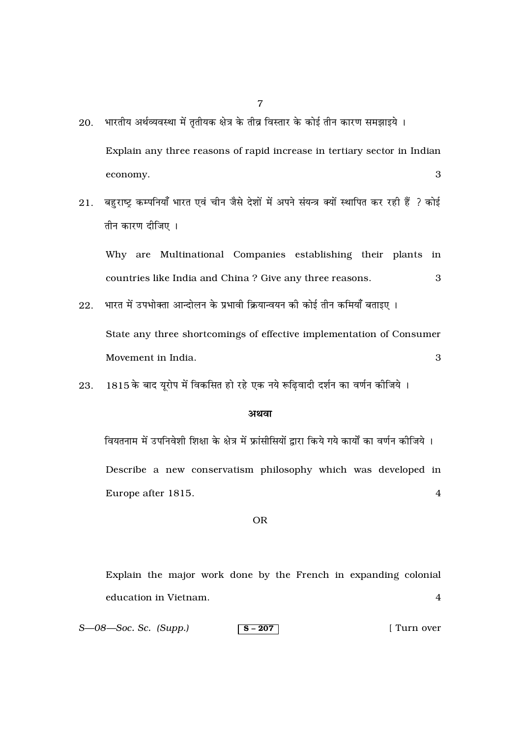20. भारतीय अर्थव्यवस्था में तृतीयक क्षेत्र के तीव्र विस्तार के कोई तीन कारण समझाइये ।

    Explain any three reasons of rapid increase in tertiary sector in Indian economy. 3

21. बहुराष्ट्र कम्पनियाँ भारत एवं चीन जैसे देशों में अपने संयन्त्र क्यों स्थापित कर रही हैं ? कोई तीन कारण दीजिए ।

    Why are Multinational Companies establishing their plants in countries like India and China ? Give any three reasons. 3

22. भारत में उपभोक्ता आन्दोलन के प्रभावी क्रियान्वयन की कोई तीन कमियाँ बताइए ।

    State any three shortcomings of effective implementation of Consumer Movement in India. 3

23. 1815 के बाद यूरोप में विकसित हो रहे एक नये रूढ़िवादी दर्शन का वर्णन कीजिये ।

    **अथवा**

    वियतनाम में उपनिवेशी शिक्षा के क्षेत्र में फ्रांसीसियों द्वारा किये गये कार्यों का वर्णन कीजिये ।

    Describe a new conservatism philosophy which was developed in Europe after 1815. 4

    OR

    Explain the major work done by the French in expanding colonial education in Vietnam. 4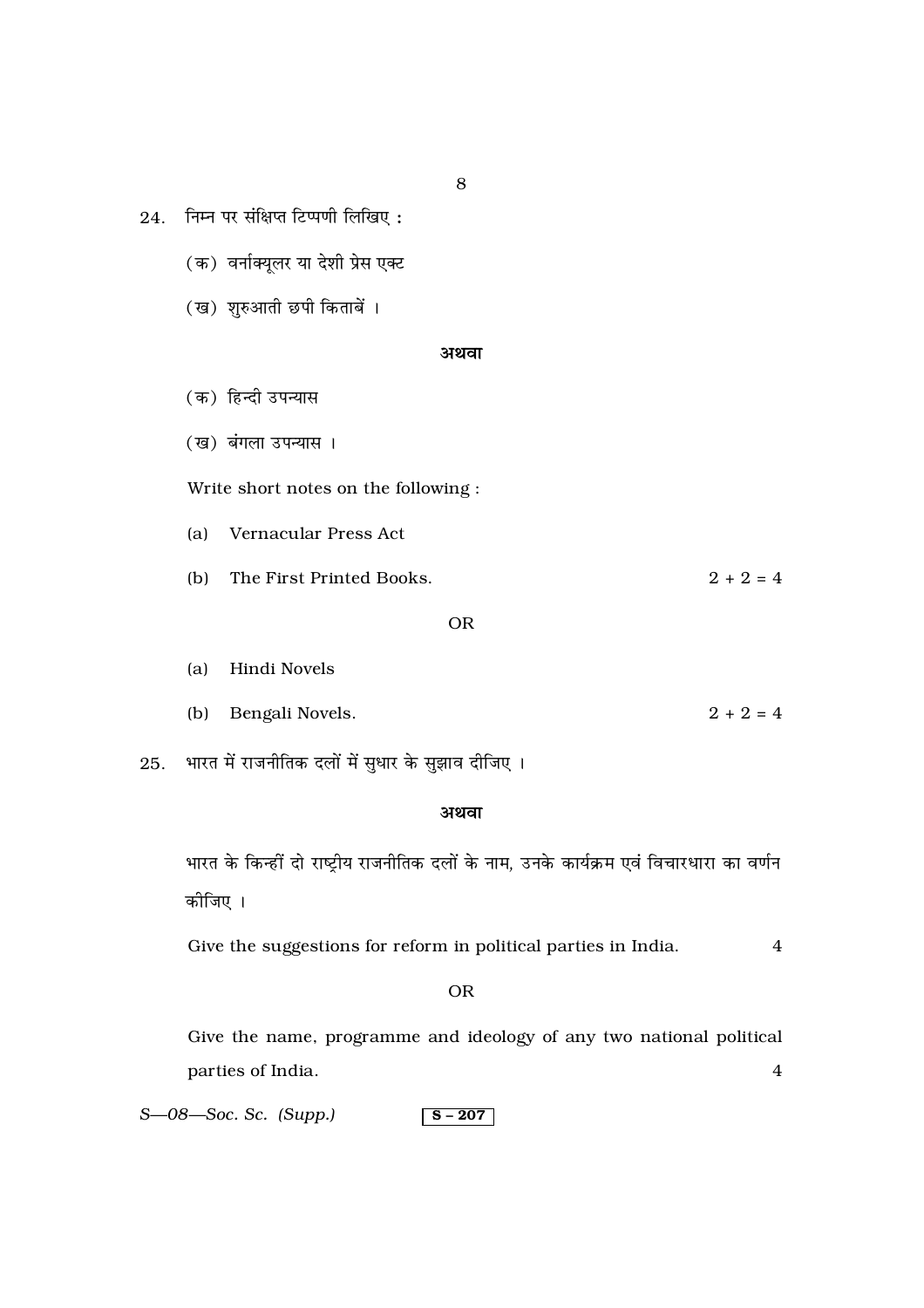24. निम्न पर संक्षिप्त टिप्पणी लिखिए :

(क) वर्नाक्यूलर या देशी प्रेस एक्ट

(ख) शुरुआती छपी किताबें ।

**अथवा**

(क) हिन्दी उपन्यास

(ख) बंगला उपन्यास ।

Write short notes on the following :

(a) Vernacular Press Act

(b) The First Printed Books. $2 + 2 = 4$

OR

(a) Hindi Novels

(b) Bengali Novels. $2 + 2 = 4$

25. भारत में राजनीतिक दलों में सुधार के सुझाव दीजिए ।

**अथवा**

भारत के किन्हीं दो राष्ट्रीय राजनीतिक दलों के नाम, उनके कार्यक्रम एवं विचारधारा का वर्णन कीजिए ।

Give the suggestions for reform in political parties in India. 4

OR

Give the name, programme and ideology of any two national political parties of India. 4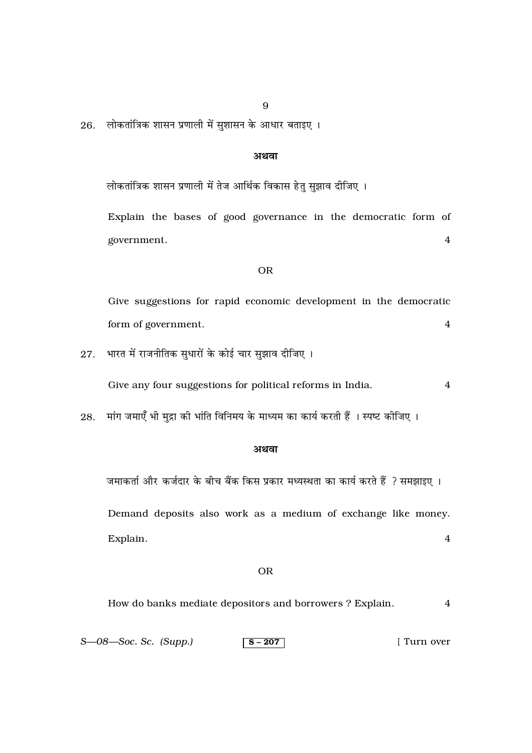26. लोकतांत्रिक शासन प्रणाली में सुशासन के आधार बताइए ।

**अथवा**

लोकतांत्रिक शासन प्रणाली में तेज आर्थिक विकास हेतु सुझाव दीजिए ।

Explain the bases of good governance in the democratic form of government. 4

OR

Give suggestions for rapid economic development in the democratic form of government. 4

27. भारत में राजनीतिक सुधारों के कोई चार सुझाव दीजिए ।

Give any four suggestions for political reforms in India. 4

28. मांग जमाएँ भी मुद्रा की भांति विनिमय के माध्यम का कार्य करती हैं । स्पष्ट कीजिए ।

**अथवा**

जमाकर्ता और कर्जदार के बीच बैंक किस प्रकार मध्यस्थता का कार्य करते हैं ? समझाइए ।

Demand deposits also work as a medium of exchange like money. Explain. 4

OR

How do banks mediate depositors and borrowers ? Explain. 4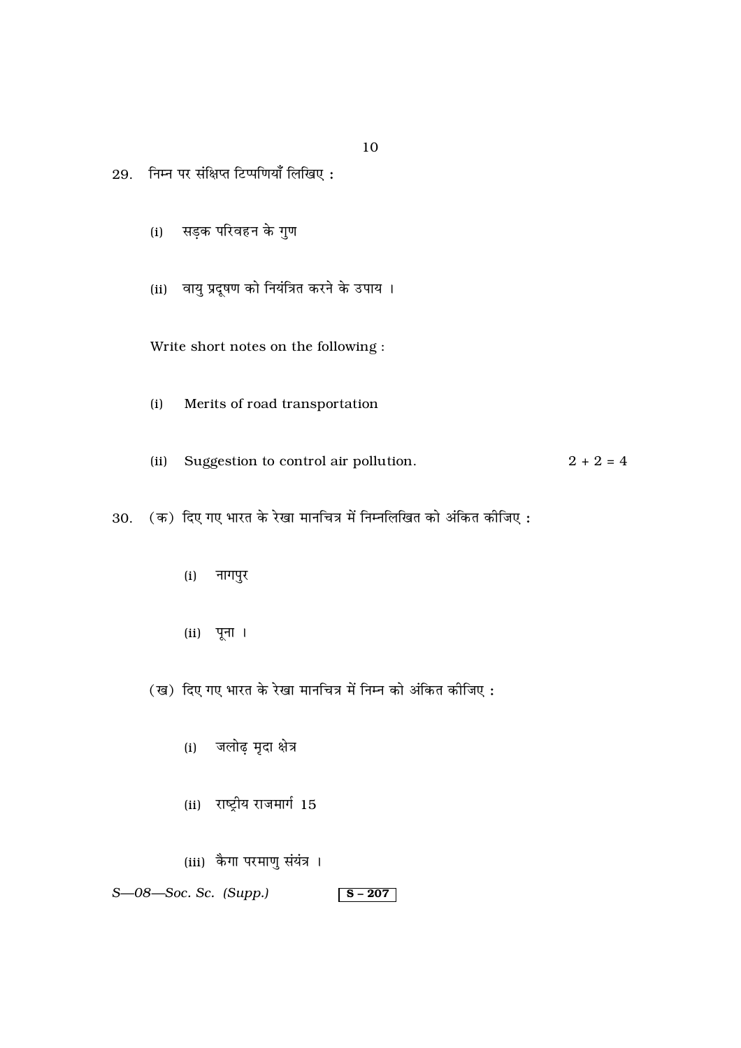29. निम्न पर संक्षिप्त टिप्पणियाँ लिखिए :

(i) सड़क परिवहन के गुण

(ii) वायु प्रदूषण को नियंत्रित करने के उपाय ।

Write short notes on the following :

(i) Merits of road transportation

(ii) Suggestion to control air pollution. 2 + 2 = 4

30. (क) दिए गए भारत के रेखा मानचित्र में निम्नलिखित को अंकित कीजिए :

(i) नागपुर

(ii) पूना ।

(ख) दिए गए भारत के रेखा मानचित्र में निम्न को अंकित कीजिए :

(i) जलोढ़ मृदा क्षेत्र

(ii) राष्ट्रीय राजमार्ग 15

(iii) कैगा परमाणु संयंत्र ।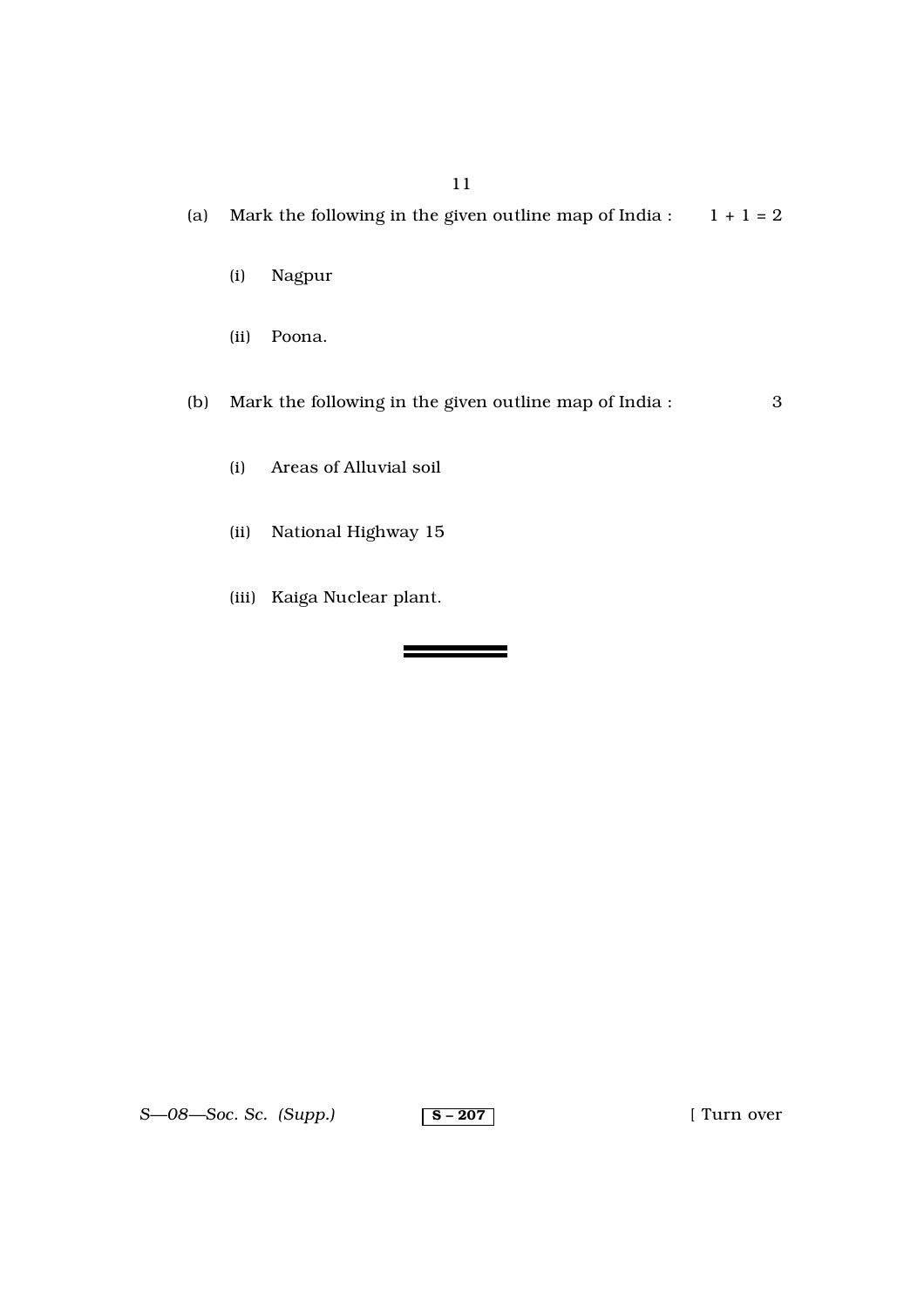(a) Mark the following in the given outline map of India : 1 + 1 = 2

(i) Nagpur

(ii) Poona.

(b) Mark the following in the given outline map of India : 3

(i) Areas of Alluvial soil

(ii) National Highway 15

(iii) Kaiga Nuclear plant.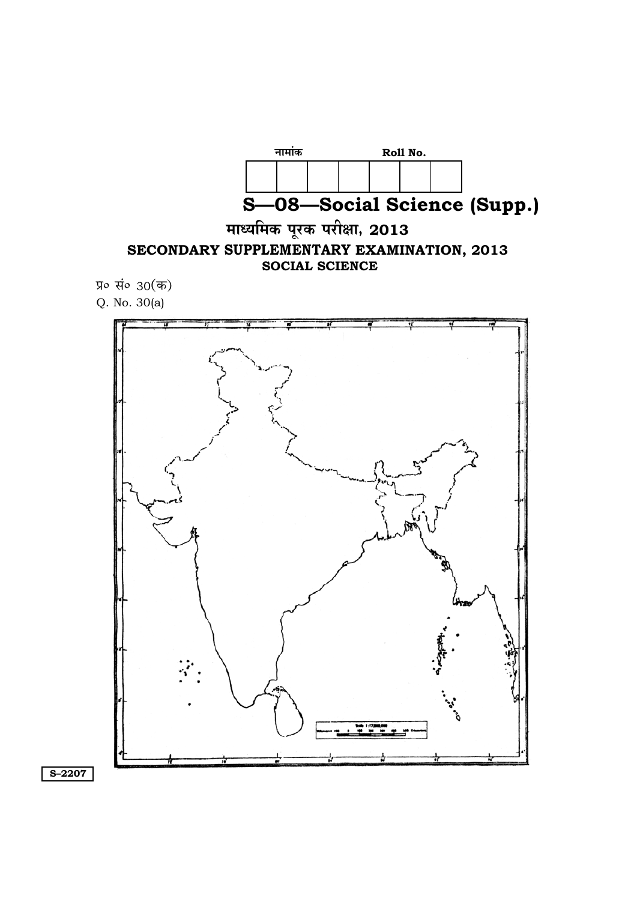नामांक Roll No.

| | | | | | | |
|---|---|---|---|---|---|---|
| | | | | | | |

# S—08—Social Science (Supp.)

## माध्यमिक पूरक परीक्षा, 2013

## SECONDARY SUPPLEMENTARY EXAMINATION, 2013

### SOCIAL SCIENCE

प्र० सं० 30(क)

Q. No. 30(a)

S–2207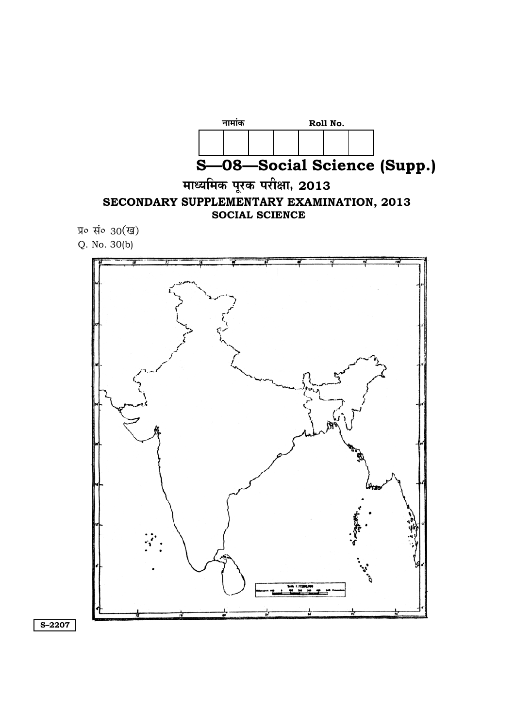नामांक Roll No.

| | | | | | | |
|---|---|---|---|---|---|---|
| | | | | | | |

# S—08—Social Science (Supp.)

## माध्यमिक पूरक परीक्षा, 2013

## SECONDARY SUPPLEMENTARY EXAMINATION, 2013

### SOCIAL SCIENCE

प्र० सं० 30(ख)

Q. No. 30(b)

S–2207